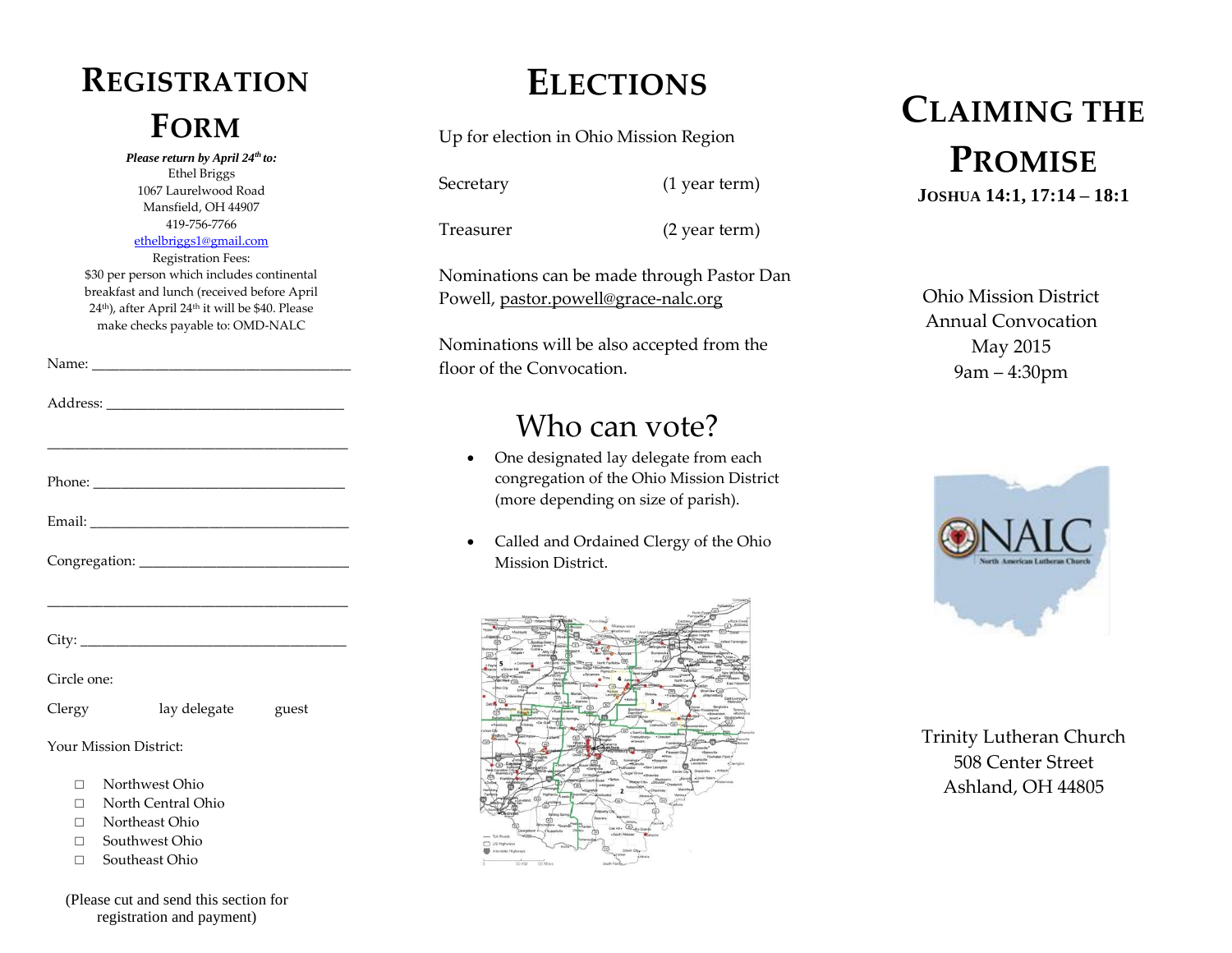# Registration Form

***Please return by April 24th to:***
Ethel Briggs
1067 Laurelwood Road
Mansfield, OH 44907
419-756-7766
ethelbriggs1@gmail.com
Registration Fees:
$30 per person which includes continental breakfast and lunch (received before April 24th), after April 24th it will be $40. Please make checks payable to: OMD-NALC

Name: ___________________________________

Address: ________________________________

_________________________________________

Phone: __________________________________

Email: ___________________________________

Congregation: ____________________________

_________________________________________

City: _____________________________________

Circle one:

Clergy lay delegate guest

Your Mission District:

- ☐ Northwest Ohio
- ☐ North Central Ohio
- ☐ Northeast Ohio
- ☐ Southwest Ohio
- ☐ Southeast Ohio

(Please cut and send this section for registration and payment)

# Elections

Up for election in Ohio Mission Region

| | |
|---|---|
| Secretary | (1 year term) |
| Treasurer | (2 year term) |

Nominations can be made through Pastor Dan Powell, pastor.powell@grace-nalc.org

Nominations will be also accepted from the floor of the Convocation.

## Who can vote?

- One designated lay delegate from each congregation of the Ohio Mission District (more depending on size of parish).
- Called and Ordained Clergy of the Ohio Mission District.

# Claiming the Promise

**Joshua 14:1, 17:14 – 18:1**

Ohio Mission District
Annual Convocation
May 2015
9am – 4:30pm

Trinity Lutheran Church
508 Center Street
Ashland, OH 44805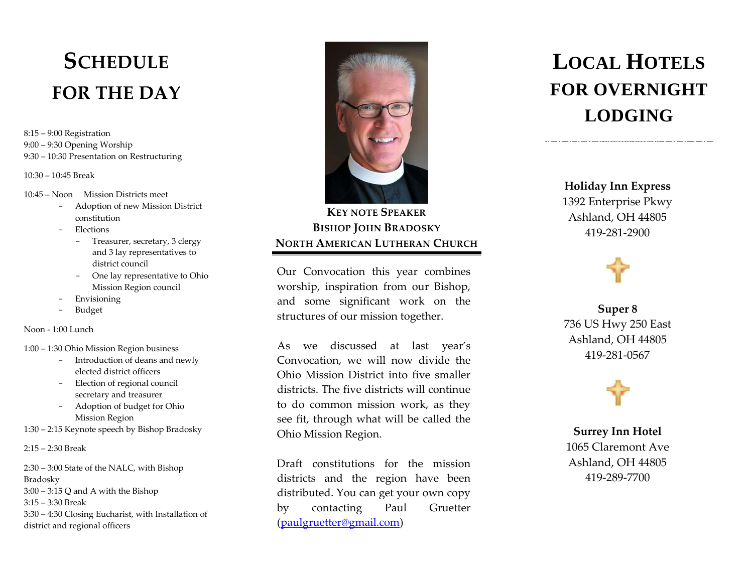# SCHEDULE FOR THE DAY

8:15 – 9:00 Registration
9:00 – 9:30 Opening Worship
9:30 – 10:30 Presentation on Restructuring

10:30 – 10:45 Break

10:45 – Noon Mission Districts meet

- Adoption of new Mission District constitution
- Elections
  - Treasurer, secretary, 3 clergy and 3 lay representatives to district council
  - One lay representative to Ohio Mission Region council
- Envisioning
- Budget

Noon - 1:00 Lunch

1:00 – 1:30 Ohio Mission Region business

- Introduction of deans and newly elected district officers
- Election of regional council secretary and treasurer
- Adoption of budget for Ohio Mission Region

1:30 – 2:15 Keynote speech by Bishop Bradosky

2:15 – 2:30 Break

2:30 – 3:00 State of the NALC, with Bishop Bradosky
3:00 – 3:15 Q and A with the Bishop
3:15 – 3:30 Break
3:30 – 4:30 Closing Eucharist, with Installation of district and regional officers

**KEY NOTE SPEAKER**
**BISHOP JOHN BRADOSKY**
**NORTH AMERICAN LUTHERAN CHURCH**

Our Convocation this year combines worship, inspiration from our Bishop, and some significant work on the structures of our mission together.

As we discussed at last year's Convocation, we will now divide the Ohio Mission District into five smaller districts. The five districts will continue to do common mission work, as they see fit, through what will be called the Ohio Mission Region.

Draft constitutions for the mission districts and the region have been distributed. You can get your own copy by contacting Paul Gruetter (paulgruetter@gmail.com)

# LOCAL HOTELS FOR OVERNIGHT LODGING

**Holiday Inn Express**
1392 Enterprise Pkwy
Ashland, OH 44805
419-281-2900

**Super 8**
736 US Hwy 250 East
Ashland, OH 44805
419-281-0567

**Surrey Inn Hotel**
1065 Claremont Ave
Ashland, OH 44805
419-289-7700